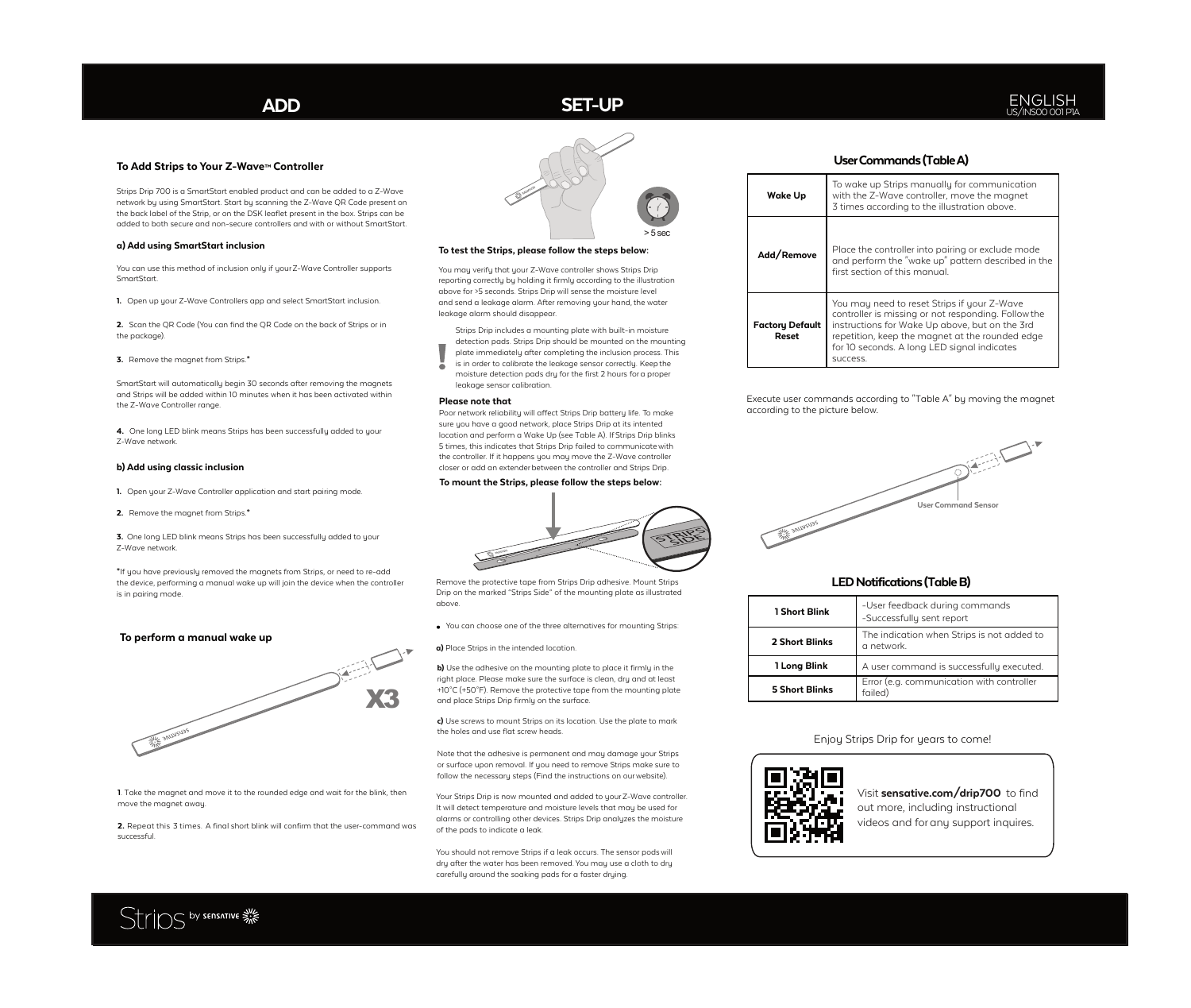# ADD

## To Add Strips to Your Z-Wave™ Controller

Strips Drip 700 is a SmartStart enabled product and can be added to a Z-Wave network by using SmartStart. Start by scanning the Z-Wave QR Code present on the back label of the Strip, or on the DSK leaflet present in the box. Strips can be added to both secure and non-secure controllers and with or without SmartStart.

### a) Add using SmartStart inclusion

You can use this method of inclusion only if your Z-Wave Controller supports SmartStart.

**1.** Open up your Z-Wave Controllers app and select SmartStart inclusion.

**2.** Scan the QR Code (You can find the QR Code on the back of Strips or in the package).

**3.** Remove the magnet from Strips.*

SmartStart will automatically begin 30 seconds after removing the magnets and Strips will be added within 10 minutes when it has been activated within the Z-Wave Controller range.

**4.** One long LED blink means Strips has been successfully added to your Z-Wave network.

### b) Add using classic inclusion

**1.** Open your Z-Wave Controller application and start pairing mode.

**2.** Remove the magnet from Strips.*

**3.** One long LED blink means Strips has been successfully added to your Z-Wave network.

*If you have previously removed the magnets from Strips, or need to re-add the device, performing a manual wake up will join the device when the controller is in pairing mode.

## To perform a manual wake up

X3

**1**. Take the magnet and move it to the rounded edge and wait for the blink, then move the magnet away.

**2.** Repeat this 3 times. A final short blink will confirm that the user-command was successful.

# SET-UP

> 5 sec

**To test the Strips, please follow the steps below:**

You may verify that your Z-Wave controller shows Strips Drip reporting correctly by holding it firmly according to the illustration above for >5 seconds. Strips Drip will sense the moisture level and send a leakage alarm. After removing your hand, the water leakage alarm should disappear.

**!** Strips Drip includes a mounting plate with built-in moisture detection pads. Strips Drip should be mounted on the mounting plate immediately after completing the inclusion process. This is in order to calibrate the leakage sensor correctly. Keep the moisture detection pads dry for the first 2 hours for a proper leakage sensor calibration.

**Please note that**

Poor network reliability will affect Strips Drip battery life. To make sure you have a good network, place Strips Drip at its intented location and perform a Wake Up (see Table A). If Strips Drip blinks 5 times, this indicates that Strips Drip failed to communicate with the controller. If it happens you may move the Z-Wave controller closer or add an extender between the controller and Strips Drip.

**To mount the Strips, please follow the steps below:**

STRIPS SIDE

Remove the protective tape from Strips Drip adhesive. Mount Strips Drip on the marked "Strips Side" of the mounting plate as illustrated above.

- You can choose one of the three alternatives for mounting Strips:

**a)** Place Strips in the intended location.

**b)** Use the adhesive on the mounting plate to place it firmly in the right place. Please make sure the surface is clean, dry and at least +10°C (+50°F). Remove the protective tape from the mounting plate and place Strips Drip firmly on the surface.

**c)** Use screws to mount Strips on its location. Use the plate to mark the holes and use flat screw heads.

Note that the adhesive is permanent and may damage your Strips or surface upon removal. If you need to remove Strips make sure to follow the necessary steps (Find the instructions on our website).

Your Strips Drip is now mounted and added to your Z-Wave controller. It will detect temperature and moisture levels that may be used for alarms or controlling other devices. Strips Drip analyzes the moisture of the pads to indicate a leak.

You should not remove Strips if a leak occurs. The sensor pods will dry after the water has been removed. You may use a cloth to dry carefully around the soaking pads for a faster drying.

# ENGLISH

US/INS00 001 P1A

## User Commands (Table A)

| | |
|---|---|
| **Wake Up** | To wake up Strips manually for communication with the Z-Wave controller, move the magnet 3 times according to the illustration above. |
| **Add/Remove** | Place the controller into pairing or exclude mode and perform the "wake up" pattern described in the first section of this manual. |
| **Factory Default Reset** | You may need to reset Strips if your Z-Wave controller is missing or not responding. Follow the instructions for Wake Up above, but on the 3rd repetition, keep the magnet at the rounded edge for 10 seconds. A long LED signal indicates success. |

Execute user commands according to "Table A" by moving the magnet according to the picture below.

User Command Sensor

## LED Notifications (Table B)

| | |
|---|---|
| **1 Short Blink** | -User feedback during commands<br>-Successfully sent report |
| **2 Short Blinks** | The indication when Strips is not added to a network. |
| **1 Long Blink** | A user command is successfully executed. |
| **5 Short Blinks** | Error (e.g. communication with controller failed) |

Enjoy Strips Drip for years to come!

Visit **sensative.com/drip700** to find out more, including instructional videos and for any support inquires.

Strips by SENSATIVE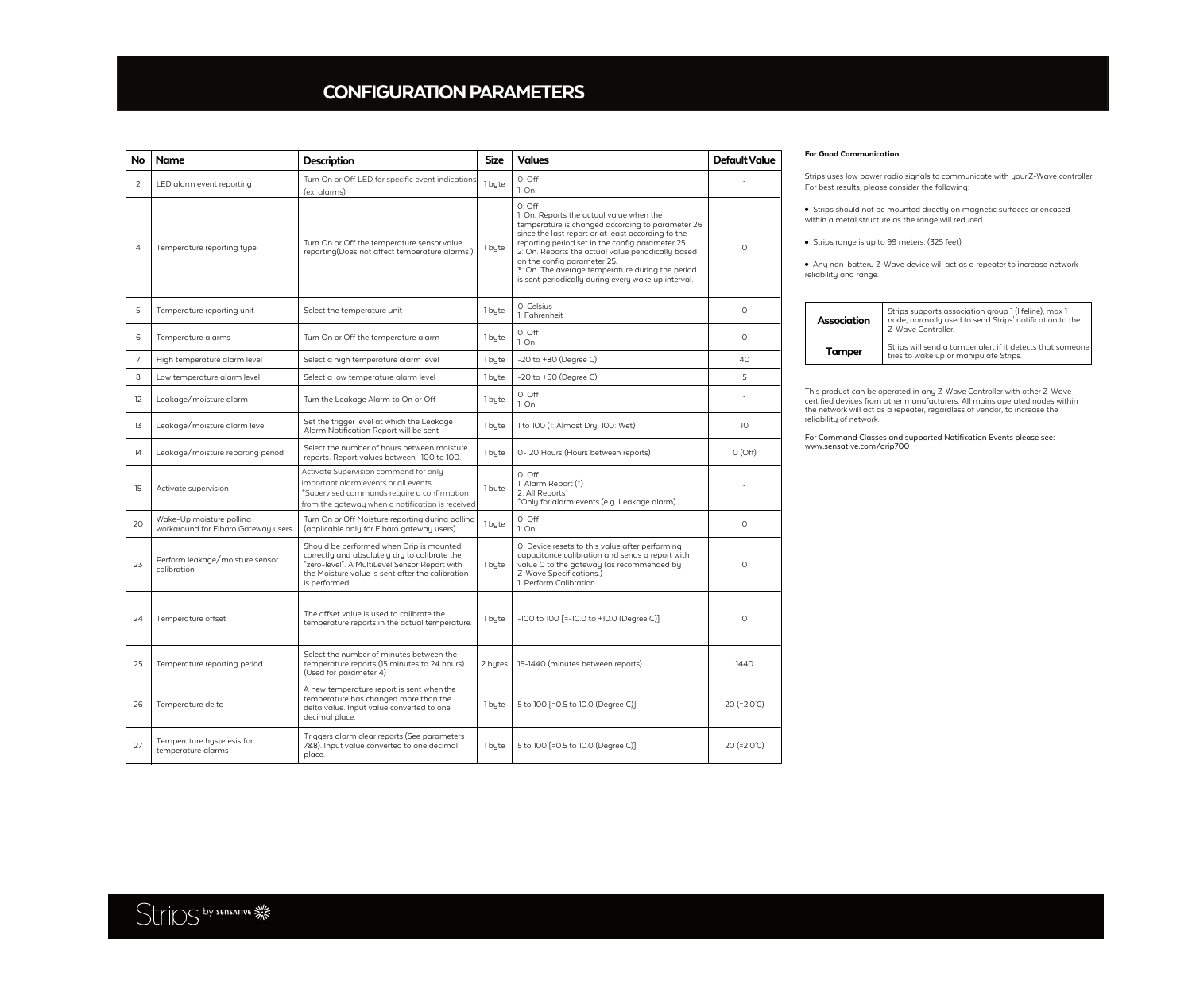# CONFIGURATION PARAMETERS

| No | Name | Description | Size | Values | Default Value |
|---|---|---|---|---|---|
| 2 | LED alarm event reporting | Turn On or Off LED for specific event indications (ex. alarms) | 1 byte | 0: Off<br>1: On | 1 |
| 4 | Temperature reporting type | Turn On or Off the temperature sensor value reporting(Does not affect temperature alarms.) | 1 byte | 0: Off<br>1: On. Reports the actual value when the temperature is changed according to parameter 26 since the last report or at least according to the reporting period set in the config parameter 25.<br>2: On. Reports the actual value periodically based on the config parameter 25.<br>3: On. The average temperature during the period is sent periodically during every wake up interval. | 0 |
| 5 | Temperature reporting unit | Select the temperature unit | 1 byte | 0: Celsius<br>1: Fahrenheit | 0 |
| 6 | Temperature alarms | Turn On or Off the temperature alarm | 1 byte | 0: Off<br>1: On | 0 |
| 7 | High temperature alarm level | Select a high temperature alarm level | 1 byte | -20 to +80 (Degree C) | 40 |
| 8 | Low temperature alarm level | Select a low temperature alarm level | 1 byte | -20 to +60 (Degree C) | 5 |
| 12 | Leakage/moisture alarm | Turn the Leakage Alarm to On or Off | 1 byte | 0: Off<br>1: On | 1 |
| 13 | Leakage/moisture alarm level | Set the trigger level at which the Leakage Alarm Notification Report will be sent | 1 byte | 1 to 100 (1: Almost Dry, 100: Wet) | 10 |
| 14 | Leakage/moisture reporting period | Select the number of hours between moisture reports. Report values between -100 to 100. | 1 byte | 0-120 Hours (Hours between reports) | 0 (Off) |
| 15 | Activate supervision | Activate Supervision command for only important alarm events or all events<br>*Supervised commands require a confirmation from the gateway when a notification is received | 1 byte | 0: Off<br>1: Alarm Report (*)<br>2: All Reports<br>*Only for alarm events (e.g. Leakage alarm) | 1 |
| 20 | Wake-Up moisture polling workaround for Fibaro Gateway users | Turn On or Off Moisture reporting during polling (applicable only for Fibaro gateway users) | 1 byte | 0: Off<br>1: On | 0 |
| 23 | Perform leakage/moisture sensor calibration | Should be performed when Drip is mounted correctly and absolutely dry to calibrate the "zero-level". A MultiLevel Sensor Report with the Moisture value is sent after the calibration is performed. | 1 byte | 0: Device resets to this value after performing capacitance calibration and sends a report with value 0 to the gateway (as recommended by Z-Wave Specifications.)<br>1: Perform Calibration | 0 |
| 24 | Temperature offset | The offset value is used to calibrate the temperature reports in the actual temperature. | 1 byte | -100 to 100 [=-10.0 to +10.0 (Degree C)] | 0 |
| 25 | Temperature reporting period | Select the number of minutes between the temperature reports (15 minutes to 24 hours) (Used for parameter 4) | 2 bytes | 15-1440 (minutes between reports) | 1440 |
| 26 | Temperature delta | A new temperature report is sent when the temperature has changed more than the delta value. Input value converted to one decimal place. | 1 byte | 5 to 100 [=0.5 to 10.0 (Degree C)] | 20 (=2.0°C) |
| 27 | Temperature hysteresis for temperature alarms | Triggers alarm clear reports (See parameters 7&8). Input value converted to one decimal place. | 1 byte | 5 to 100 [=0.5 to 10.0 (Degree C)] | 20 (=2.0°C) |

**For Good Communication:**

Strips uses low power radio signals to communicate with your Z-Wave controller. For best results, please consider the following:

- Strips should not be mounted directly on magnetic surfaces or encased within a metal structure as the range will reduced.
- Strips range is up to 99 meters. (325 feet)
- Any non-battery Z-Wave device will act as a repeater to increase network reliability and range.

| | |
|---|---|
| **Association** | Strips supports association group 1 (lifeline), max 1 node, normally used to send Strips' notification to the Z-Wave Controller. |
| **Tamper** | Strips will send a tamper alert if it detects that someone tries to wake up or manipulate Strips. |

This product can be operated in any Z-Wave Controller with other Z-Wave certified devices from other manufacturers. All mains operated nodes within the network will act as a repeater, regardless of vendor, to increase the reliability of network.

For Command Classes and supported Notification Events please see: www.sensative.com/drip700